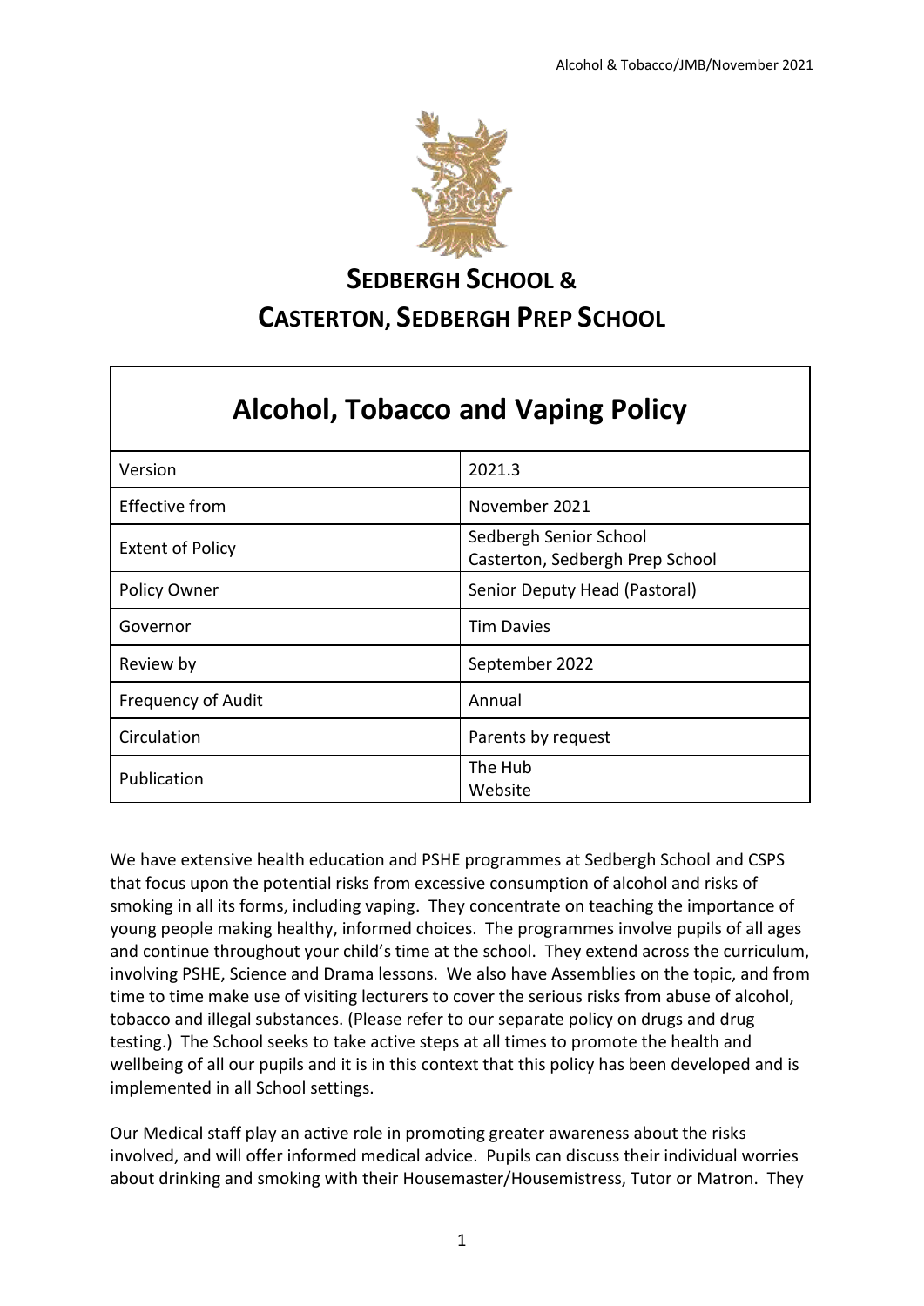# SEDBERGH SCHOOL &
# CASTERTON, SEDBERGH PREP SCHOOL

## Alcohol, Tobacco and Vaping Policy

| | |
|---|---|
| Version | 2021.3 |
| Effective from | November 2021 |
| Extent of Policy | Sedbergh Senior School<br>Casterton, Sedbergh Prep School |
| Policy Owner | Senior Deputy Head (Pastoral) |
| Governor | Tim Davies |
| Review by | September 2022 |
| Frequency of Audit | Annual |
| Circulation | Parents by request |
| Publication | The Hub<br>Website |

We have extensive health education and PSHE programmes at Sedbergh School and CSPS that focus upon the potential risks from excessive consumption of alcohol and risks of smoking in all its forms, including vaping. They concentrate on teaching the importance of young people making healthy, informed choices. The programmes involve pupils of all ages and continue throughout your child's time at the school. They extend across the curriculum, involving PSHE, Science and Drama lessons. We also have Assemblies on the topic, and from time to time make use of visiting lecturers to cover the serious risks from abuse of alcohol, tobacco and illegal substances. (Please refer to our separate policy on drugs and drug testing.) The School seeks to take active steps at all times to promote the health and wellbeing of all our pupils and it is in this context that this policy has been developed and is implemented in all School settings.

Our Medical staff play an active role in promoting greater awareness about the risks involved, and will offer informed medical advice. Pupils can discuss their individual worries about drinking and smoking with their Housemaster/Housemistress, Tutor or Matron. They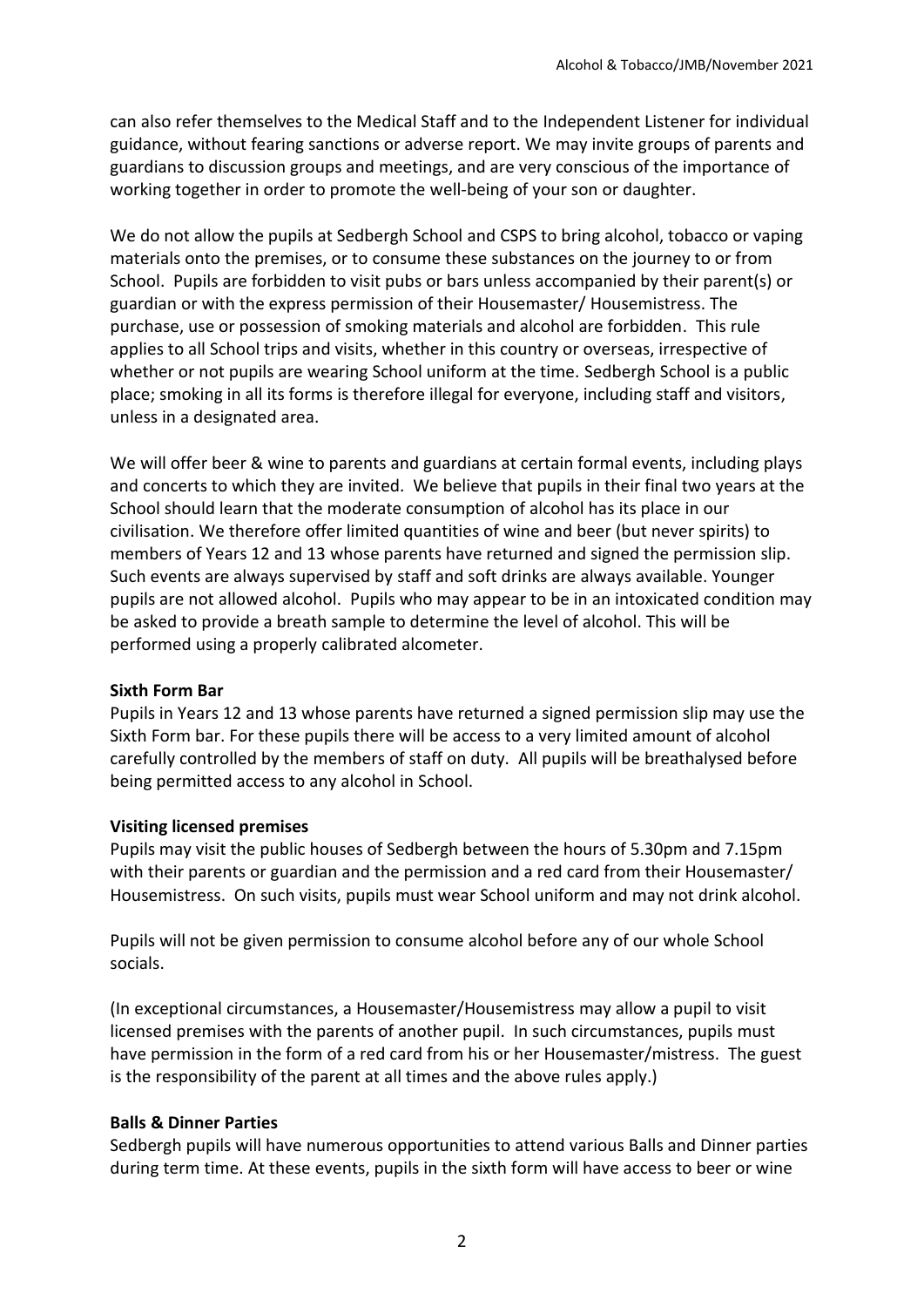can also refer themselves to the Medical Staff and to the Independent Listener for individual guidance, without fearing sanctions or adverse report. We may invite groups of parents and guardians to discussion groups and meetings, and are very conscious of the importance of working together in order to promote the well-being of your son or daughter.

We do not allow the pupils at Sedbergh School and CSPS to bring alcohol, tobacco or vaping materials onto the premises, or to consume these substances on the journey to or from School. Pupils are forbidden to visit pubs or bars unless accompanied by their parent(s) or guardian or with the express permission of their Housemaster/ Housemistress. The purchase, use or possession of smoking materials and alcohol are forbidden. This rule applies to all School trips and visits, whether in this country or overseas, irrespective of whether or not pupils are wearing School uniform at the time. Sedbergh School is a public place; smoking in all its forms is therefore illegal for everyone, including staff and visitors, unless in a designated area.

We will offer beer & wine to parents and guardians at certain formal events, including plays and concerts to which they are invited. We believe that pupils in their final two years at the School should learn that the moderate consumption of alcohol has its place in our civilisation. We therefore offer limited quantities of wine and beer (but never spirits) to members of Years 12 and 13 whose parents have returned and signed the permission slip. Such events are always supervised by staff and soft drinks are always available. Younger pupils are not allowed alcohol. Pupils who may appear to be in an intoxicated condition may be asked to provide a breath sample to determine the level of alcohol. This will be performed using a properly calibrated alcometer.

**Sixth Form Bar**

Pupils in Years 12 and 13 whose parents have returned a signed permission slip may use the Sixth Form bar. For these pupils there will be access to a very limited amount of alcohol carefully controlled by the members of staff on duty. All pupils will be breathalysed before being permitted access to any alcohol in School.

**Visiting licensed premises**

Pupils may visit the public houses of Sedbergh between the hours of 5.30pm and 7.15pm with their parents or guardian and the permission and a red card from their Housemaster/ Housemistress. On such visits, pupils must wear School uniform and may not drink alcohol.

Pupils will not be given permission to consume alcohol before any of our whole School socials.

(In exceptional circumstances, a Housemaster/Housemistress may allow a pupil to visit licensed premises with the parents of another pupil. In such circumstances, pupils must have permission in the form of a red card from his or her Housemaster/mistress. The guest is the responsibility of the parent at all times and the above rules apply.)

**Balls & Dinner Parties**

Sedbergh pupils will have numerous opportunities to attend various Balls and Dinner parties during term time. At these events, pupils in the sixth form will have access to beer or wine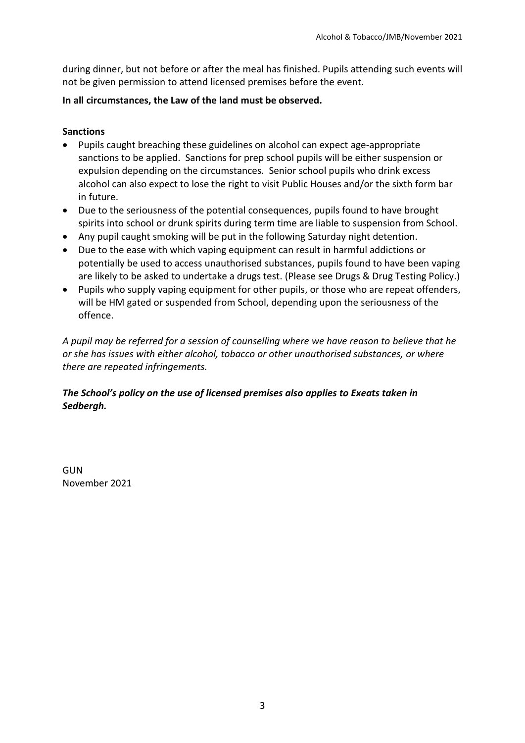during dinner, but not before or after the meal has finished. Pupils attending such events will not be given permission to attend licensed premises before the event.

**In all circumstances, the Law of the land must be observed.**

**Sanctions**

- Pupils caught breaching these guidelines on alcohol can expect age-appropriate sanctions to be applied. Sanctions for prep school pupils will be either suspension or expulsion depending on the circumstances. Senior school pupils who drink excess alcohol can also expect to lose the right to visit Public Houses and/or the sixth form bar in future.
- Due to the seriousness of the potential consequences, pupils found to have brought spirits into school or drunk spirits during term time are liable to suspension from School.
- Any pupil caught smoking will be put in the following Saturday night detention.
- Due to the ease with which vaping equipment can result in harmful addictions or potentially be used to access unauthorised substances, pupils found to have been vaping are likely to be asked to undertake a drugs test. (Please see Drugs & Drug Testing Policy.)
- Pupils who supply vaping equipment for other pupils, or those who are repeat offenders, will be HM gated or suspended from School, depending upon the seriousness of the offence.

*A pupil may be referred for a session of counselling where we have reason to believe that he or she has issues with either alcohol, tobacco or other unauthorised substances, or where there are repeated infringements.*

***The School's policy on the use of licensed premises also applies to Exeats taken in Sedbergh.***

GUN
November 2021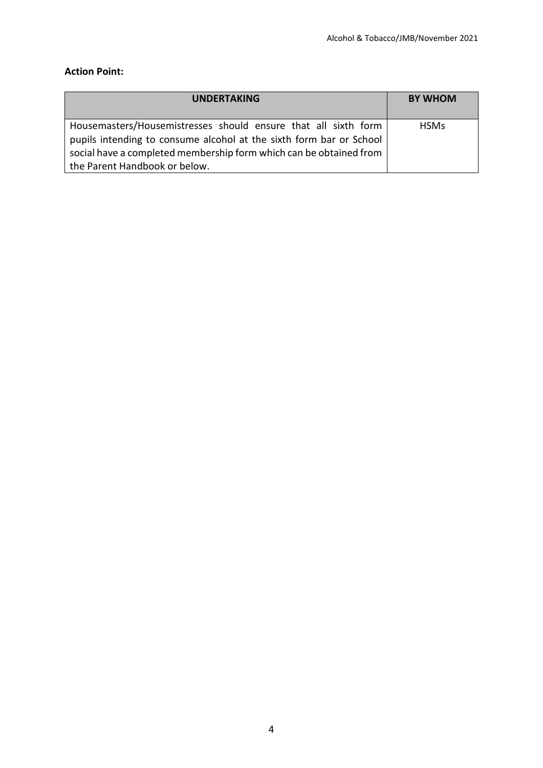**Action Point:**

| UNDERTAKING | BY WHOM |
| --- | --- |
| Housemasters/Housemistresses should ensure that all sixth form pupils intending to consume alcohol at the sixth form bar or School social have a completed membership form which can be obtained from the Parent Handbook or below. | HSMs |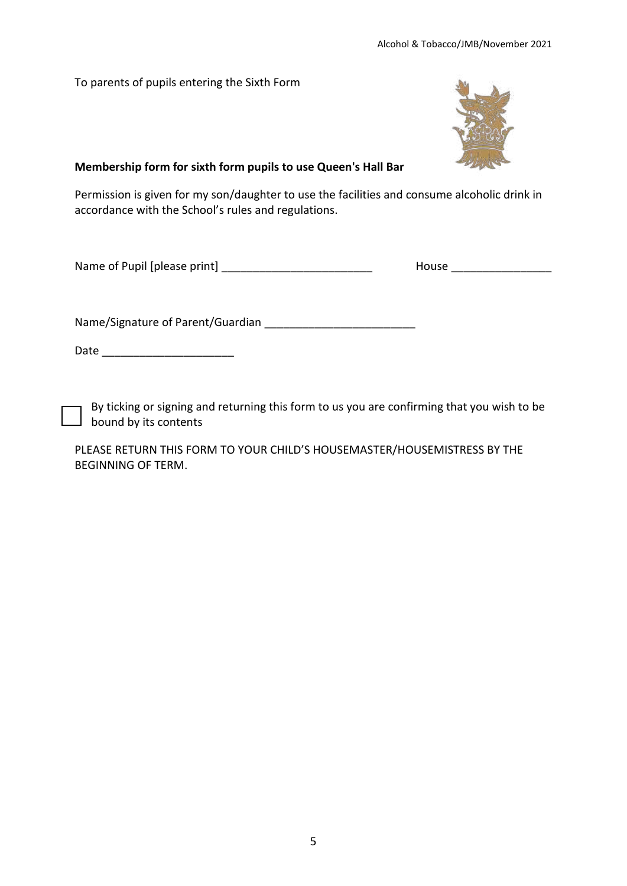To parents of pupils entering the Sixth Form

**Membership form for sixth form pupils to use Queen's Hall Bar**

Permission is given for my son/daughter to use the facilities and consume alcoholic drink in accordance with the School's rules and regulations.

Name of Pupil [please print] ________________________ House ________________

Name/Signature of Parent/Guardian ________________________

Date _____________________

☐ By ticking or signing and returning this form to us you are confirming that you wish to be bound by its contents

PLEASE RETURN THIS FORM TO YOUR CHILD'S HOUSEMASTER/HOUSEMISTRESS BY THE BEGINNING OF TERM.